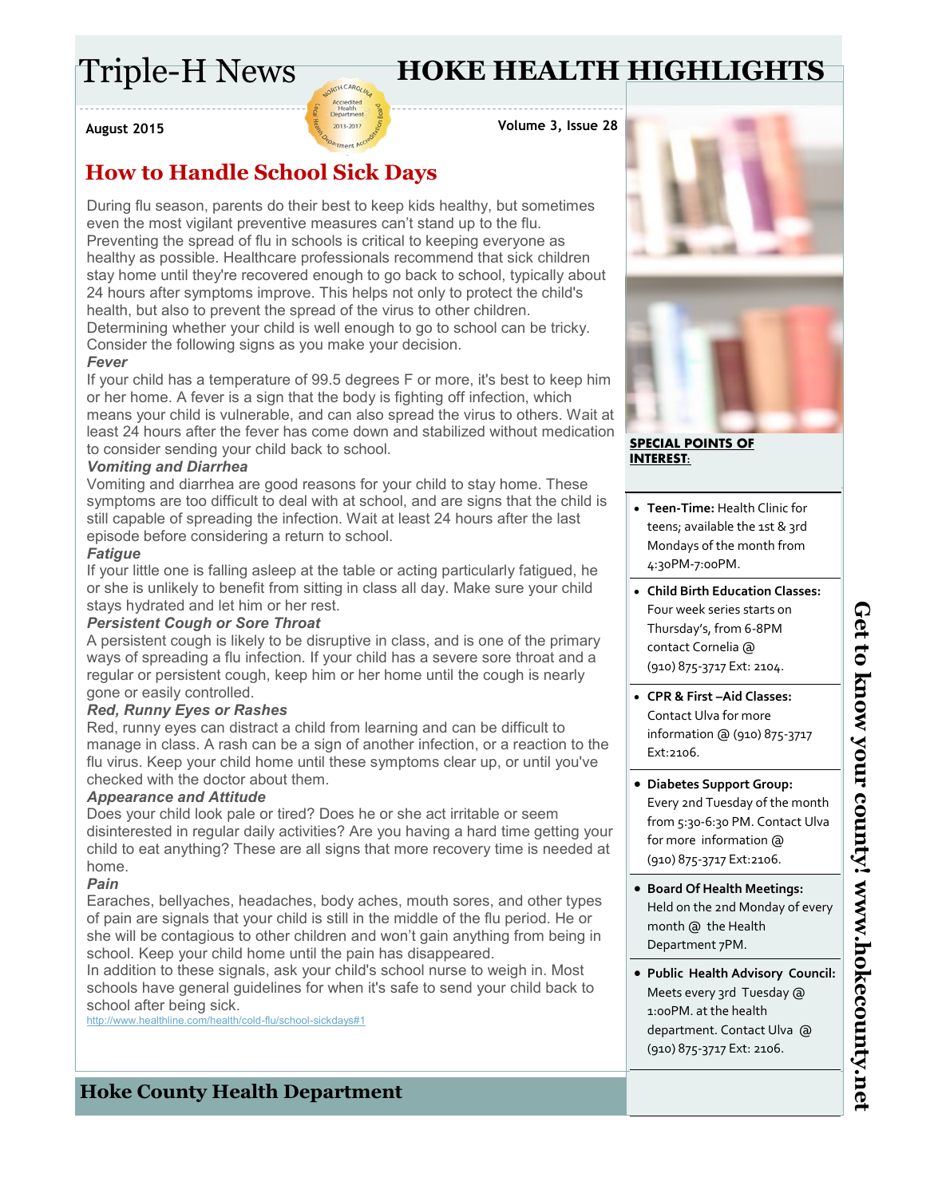# Triple-H News

# HOKE HEALTH HIGHLIGHTS

**August 2015**

**Volume 3, Issue 28**

## How to Handle School Sick Days

During flu season, parents do their best to keep kids healthy, but sometimes even the most vigilant preventive measures can't stand up to the flu. Preventing the spread of flu in schools is critical to keeping everyone as healthy as possible. Healthcare professionals recommend that sick children stay home until they're recovered enough to go back to school, typically about 24 hours after symptoms improve. This helps not only to protect the child's health, but also to prevent the spread of the virus to other children. Determining whether your child is well enough to go to school can be tricky. Consider the following signs as you make your decision.

***Fever***

If your child has a temperature of 99.5 degrees F or more, it's best to keep him or her home. A fever is a sign that the body is fighting off infection, which means your child is vulnerable, and can also spread the virus to others. Wait at least 24 hours after the fever has come down and stabilized without medication to consider sending your child back to school.

***Vomiting and Diarrhea***

Vomiting and diarrhea are good reasons for your child to stay home. These symptoms are too difficult to deal with at school, and are signs that the child is still capable of spreading the infection. Wait at least 24 hours after the last episode before considering a return to school.

***Fatigue***

If your little one is falling asleep at the table or acting particularly fatigued, he or she is unlikely to benefit from sitting in class all day. Make sure your child stays hydrated and let him or her rest.

***Persistent Cough or Sore Throat***

A persistent cough is likely to be disruptive in class, and is one of the primary ways of spreading a flu infection. If your child has a severe sore throat and a regular or persistent cough, keep him or her home until the cough is nearly gone or easily controlled.

***Red, Runny Eyes or Rashes***

Red, runny eyes can distract a child from learning and can be difficult to manage in class. A rash can be a sign of another infection, or a reaction to the flu virus. Keep your child home until these symptoms clear up, or until you've checked with the doctor about them.

***Appearance and Attitude***

Does your child look pale or tired? Does he or she act irritable or seem disinterested in regular daily activities? Are you having a hard time getting your child to eat anything? These are all signs that more recovery time is needed at home.

***Pain***

Earaches, bellyaches, headaches, body aches, mouth sores, and other types of pain are signals that your child is still in the middle of the flu period. He or she will be contagious to other children and won't gain anything from being in school. Keep your child home until the pain has disappeared.

In addition to these signals, ask your child's school nurse to weigh in. Most schools have general guidelines for when it's safe to send your child back to school after being sick.

http://www.healthline.com/health/cold-flu/school-sickdays#1

### SPECIAL POINTS OF INTEREST:

- **Teen-Time:** Health Clinic for teens; available the 1st & 3rd Mondays of the month from 4:30PM-7:00PM.
- **Child Birth Education Classes:** Four week series starts on Thursday's, from 6-8PM contact Cornelia @ (910) 875-3717 Ext: 2104.
- **CPR & First –Aid Classes:** Contact Ulva for more information @ (910) 875-3717 Ext:2106.
- **Diabetes Support Group:** Every 2nd Tuesday of the month from 5:30-6:30 PM. Contact Ulva for more information @ (910) 875-3717 Ext:2106.
- **Board Of Health Meetings:** Held on the 2nd Monday of every month @ the Health Department 7PM.
- **Public Health Advisory Council:** Meets every 3rd Tuesday @ 1:00PM. at the health department. Contact Ulva @ (910) 875-3717 Ext: 2106.

**Get to know your county! www.hokecounty.net**

**Hoke County Health Department**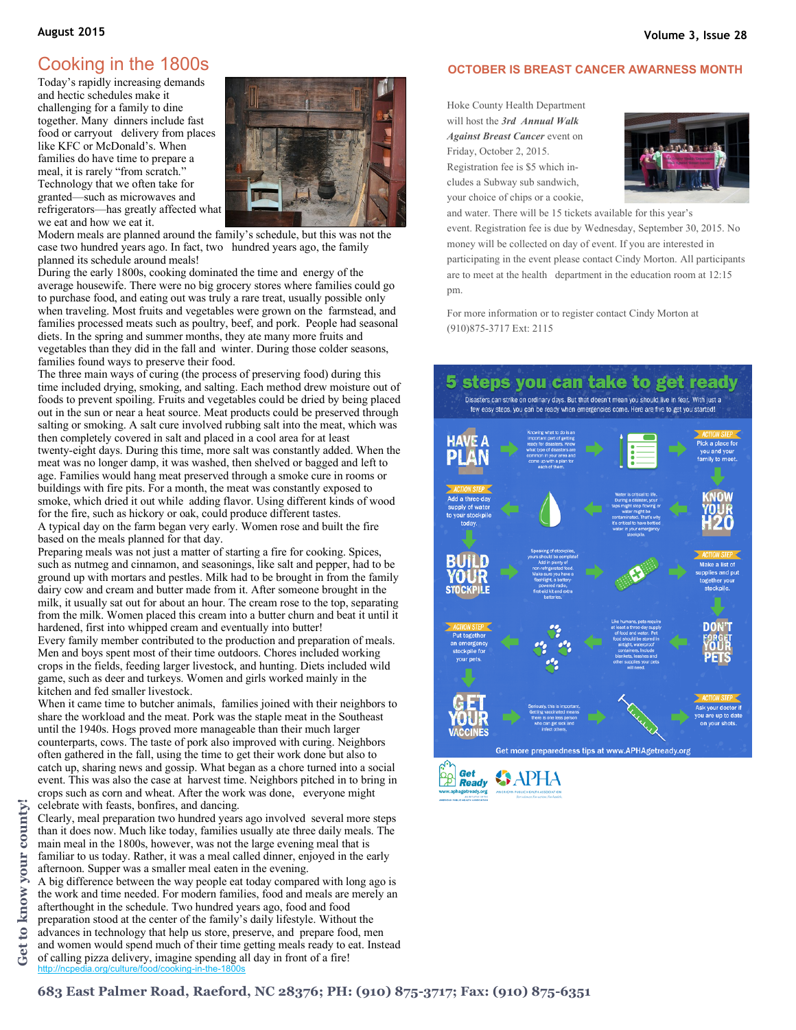# Cooking in the 1800s

Today's rapidly increasing demands and hectic schedules make it challenging for a family to dine together. Many dinners include fast food or carryout delivery from places like KFC or McDonald's. When families do have time to prepare a meal, it is rarely "from scratch." Technology that we often take for granted—such as microwaves and refrigerators—has greatly affected what we eat and how we eat it.

Modern meals are planned around the family's schedule, but this was not the case two hundred years ago. In fact, two hundred years ago, the family planned its schedule around meals!

During the early 1800s, cooking dominated the time and energy of the average housewife. There were no big grocery stores where families could go to purchase food, and eating out was truly a rare treat, usually possible only when traveling. Most fruits and vegetables were grown on the farmstead, and families processed meats such as poultry, beef, and pork. People had seasonal diets. In the spring and summer months, they ate many more fruits and vegetables than they did in the fall and winter. During those colder seasons, families found ways to preserve their food.

The three main ways of curing (the process of preserving food) during this time included drying, smoking, and salting. Each method drew moisture out of foods to prevent spoiling. Fruits and vegetables could be dried by being placed out in the sun or near a heat source. Meat products could be preserved through salting or smoking. A salt cure involved rubbing salt into the meat, which was then completely covered in salt and placed in a cool area for at least twenty-eight days. During this time, more salt was constantly added. When the meat was no longer damp, it was washed, then shelved or bagged and left to age. Families would hang meat preserved through a smoke cure in rooms or buildings with fire pits. For a month, the meat was constantly exposed to smoke, which dried it out while adding flavor. Using different kinds of wood for the fire, such as hickory or oak, could produce different tastes.

A typical day on the farm began very early. Women rose and built the fire based on the meals planned for that day.

Preparing meals was not just a matter of starting a fire for cooking. Spices, such as nutmeg and cinnamon, and seasonings, like salt and pepper, had to be ground up with mortars and pestles. Milk had to be brought in from the family dairy cow and cream and butter made from it. After someone brought in the milk, it usually sat out for about an hour. The cream rose to the top, separating from the milk. Women placed this cream into a butter churn and beat it until it hardened, first into whipped cream and eventually into butter!

Every family member contributed to the production and preparation of meals. Men and boys spent most of their time outdoors. Chores included working crops in the fields, feeding larger livestock, and hunting. Diets included wild game, such as deer and turkeys. Women and girls worked mainly in the kitchen and fed smaller livestock.

When it came time to butcher animals, families joined with their neighbors to share the workload and the meat. Pork was the staple meat in the Southeast until the 1940s. Hogs proved more manageable than their much larger counterparts, cows. The taste of pork also improved with curing. Neighbors often gathered in the fall, using the time to get their work done but also to catch up, sharing news and gossip. What began as a chore turned into a social event. This was also the case at harvest time. Neighbors pitched in to bring in crops such as corn and wheat. After the work was done, everyone might celebrate with feasts, bonfires, and dancing.

Clearly, meal preparation two hundred years ago involved several more steps than it does now. Much like today, families usually ate three daily meals. The main meal in the 1800s, however, was not the large evening meal that is familiar to us today. Rather, it was a meal called dinner, enjoyed in the early afternoon. Supper was a smaller meal eaten in the evening.

A big difference between the way people eat today compared with long ago is the work and time needed. For modern families, food and meals are merely an afterthought in the schedule. Two hundred years ago, food and food preparation stood at the center of the family's daily lifestyle. Without the advances in technology that help us store, preserve, and prepare food, men and women would spend much of their time getting meals ready to eat. Instead of calling pizza delivery, imagine spending all day in front of a fire!

http://ncpedia.org/culture/food/cooking-in-the-1800s

Get to know your county!

## OCTOBER IS BREAST CANCER AWARNESS MONTH

Hoke County Health Department will host the ***3rd Annual Walk Against Breast Cancer*** event on Friday, October 2, 2015. Registration fee is $5 which includes a Subway sub sandwich, your choice of chips or a cookie, and water. There will be 15 tickets available for this year's event. Registration fee is due by Wednesday, September 30, 2015. No money will be collected on day of event. If you are interested in participating in the event please contact Cindy Morton. All participants are to meet at the health department in the education room at 12:15 pm.

For more information or to register contact Cindy Morton at (910)875-3717 Ext: 2115

## 5 steps you can take to get ready

Disasters can strike on ordinary days. But that doesn't mean you should live in fear. With just a few easy steps, you can be ready when emergencies come. Here are five to get you started!

**HAVE A PLAN** — Knowing what to do is an important part of getting ready for disasters. Know what type of disasters are common in your area and come up with a plan for each of them. ACTION STEP: Pick a place for you and your family to meet.

**KNOW YOUR H2O** — Water is critical to life. During a disaster, your taps might stop flowing or water might be contaminated. That's why it's critical to have bottled water in your emergency stockpile. ACTION STEP: Add a three-day supply of water to your stockpile today.

**BUILD YOUR STOCKPILE** — Speaking of stockpiles, yours should be complete! Add in plenty of non-refrigerated food. Make sure you have a flashlight, a battery-powered radio, first aid kit and extra batteries. ACTION STEP: Make a list of supplies and put together your stockpile.

**DON'T FORGET YOUR PETS** — Like humans, pets require at least a three-day supply of food and water. Pet food should be stored in airtight, waterproof containers. Include blankets, leashes and other supplies your pets will need. ACTION STEP: Put together an emergency stockpile for your pets.

**GET YOUR VACCINES** — Seriously, this is important. Getting vaccinated means there is one less person who can get sick and infect others. ACTION STEP: Ask your doctor if you are up to date on your shots.

Get more preparedness tips at www.APHAgetready.org

Get Ready www.aphagetready.org — APHA American Public Health Association

683 East Palmer Road, Raeford, NC 28376; PH: (910) 875-3717; Fax: (910) 875-6351